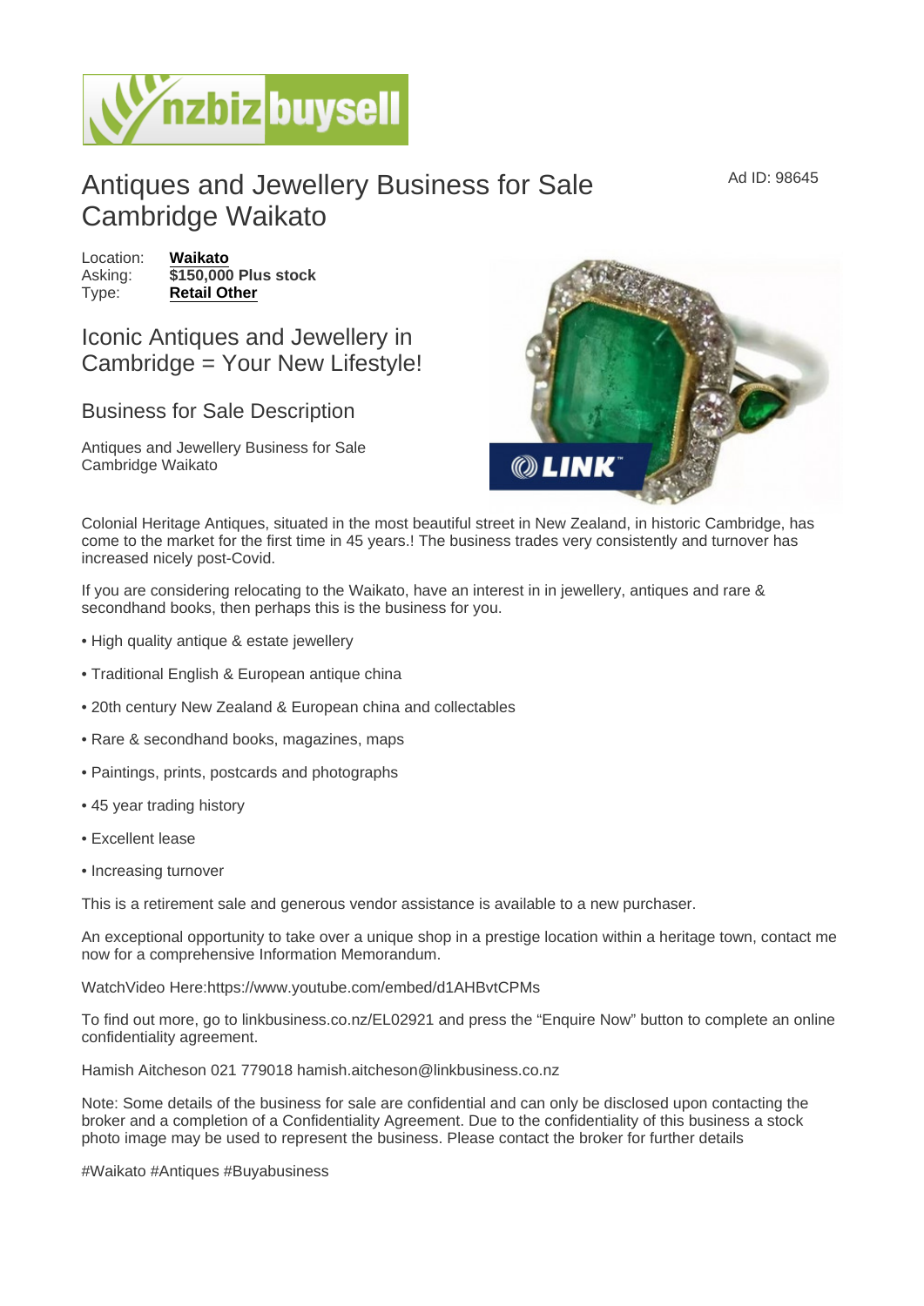# Antiques and Jewellery Business for Sale Cambridge Waikato

Ad ID: 98645

Location: **Waikato**
Asking: **$150,000 Plus stock**
Type: **Retail Other**

## Iconic Antiques and Jewellery in Cambridge = Your New Lifestyle!

### Business for Sale Description

Antiques and Jewellery Business for Sale Cambridge Waikato

Colonial Heritage Antiques, situated in the most beautiful street in New Zealand, in historic Cambridge, has come to the market for the first time in 45 years.! The business trades very consistently and turnover has increased nicely post-Covid.

If you are considering relocating to the Waikato, have an interest in in jewellery, antiques and rare & secondhand books, then perhaps this is the business for you.

- High quality antique & estate jewellery
- Traditional English & European antique china
- 20th century New Zealand & European china and collectables
- Rare & secondhand books, magazines, maps
- Paintings, prints, postcards and photographs
- 45 year trading history
- Excellent lease
- Increasing turnover

This is a retirement sale and generous vendor assistance is available to a new purchaser.

An exceptional opportunity to take over a unique shop in a prestige location within a heritage town, contact me now for a comprehensive Information Memorandum.

WatchVideo Here:https://www.youtube.com/embed/d1AHBvtCPMs

To find out more, go to linkbusiness.co.nz/EL02921 and press the "Enquire Now" button to complete an online confidentiality agreement.

Hamish Aitcheson 021 779018 hamish.aitcheson@linkbusiness.co.nz

Note: Some details of the business for sale are confidential and can only be disclosed upon contacting the broker and a completion of a Confidentiality Agreement. Due to the confidentiality of this business a stock photo image may be used to represent the business. Please contact the broker for further details

#Waikato #Antiques #Buyabusiness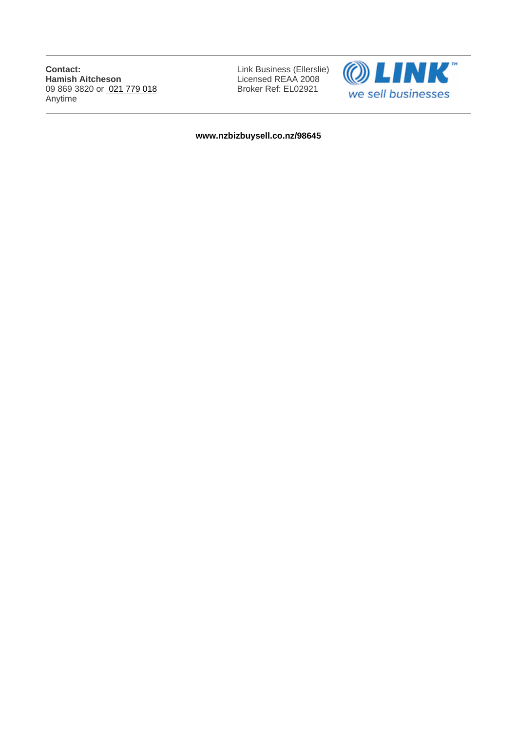**Contact:**
**Hamish Aitcheson**
09 869 3820 or 021 779 018
Anytime

Link Business (Ellerslie)
Licensed REAA 2008
Broker Ref: EL02921

LINK™
we sell businesses

**www.nzbizbuysell.co.nz/98645**